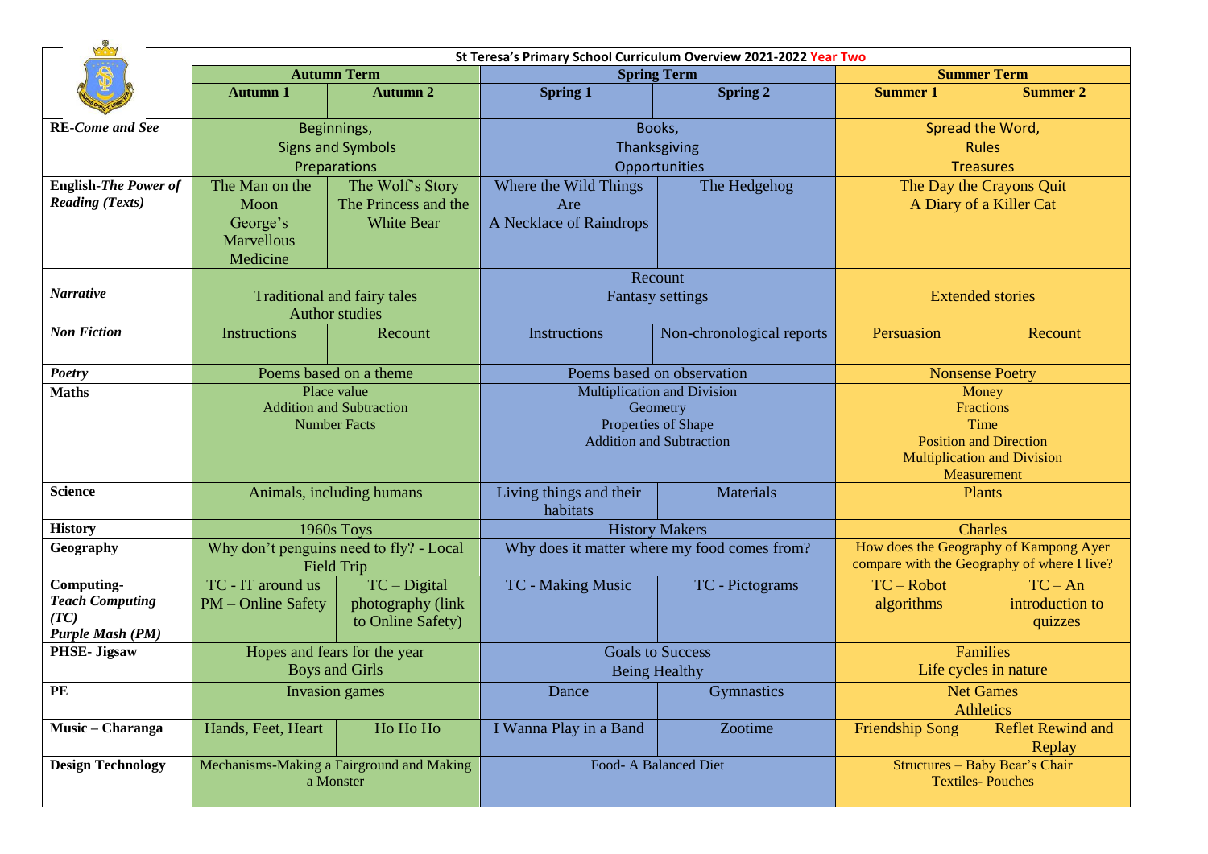| | St Teresa's Primary School Curriculum Overview 2021-2022 Year Two | | | | | |
|---|---|---|---|---|---|---|
| | **Autumn Term** | | **Spring Term** | | **Summer Term** | |
| | **Autumn 1** | **Autumn 2** | **Spring 1** | **Spring 2** | **Summer 1** | **Summer 2** |
| **RE-*Come and See*** | Beginnings, Signs and Symbols, Preparations | | Books, Thanksgiving, Opportunities | | Spread the Word, Rules, Treasures | |
| **English-*The Power of Reading (Texts)*** | The Man on the Moon, George's Marvellous Medicine | The Wolf's Story, The Princess and the White Bear | Where the Wild Things Are, A Necklace of Raindrops | The Hedgehog | The Day the Crayons Quit, A Diary of a Killer Cat | |
| ***Narrative*** | Traditional and fairy tales, Author studies | | Recount, Fantasy settings | | Extended stories | |
| ***Non Fiction*** | Instructions | Recount | Instructions | Non-chronological reports | Persuasion | Recount |
| ***Poetry*** | Poems based on a theme | | Poems based on observation | | Nonsense Poetry | |
| **Maths** | Place value, Addition and Subtraction, Number Facts | | Multiplication and Division, Geometry, Properties of Shape, Addition and Subtraction | | Money, Fractions, Time, Position and Direction, Multiplication and Division, Measurement | |
| **Science** | Animals, including humans | | Living things and their habitats | Materials | Plants | |
| **History** | 1960s Toys | | History Makers | | Charles | |
| **Geography** | Why don't penguins need to fly? - Local Field Trip | | Why does it matter where my food comes from? | | How does the Geography of Kampong Ayer compare with the Geography of where I live? | |
| **Computing-*Teach Computing (TC)* *Purple Mash (PM)*** | TC - IT around us, PM – Online Safety | TC – Digital photography (link to Online Safety) | TC - Making Music | TC - Pictograms | TC – Robot algorithms | TC – An introduction to quizzes |
| **PHSE- Jigsaw** | Hopes and fears for the year, Boys and Girls | | Goals to Success, Being Healthy | | Families, Life cycles in nature | |
| **PE** | Invasion games | | Dance | Gymnastics | Net Games, Athletics | |
| **Music – Charanga** | Hands, Feet, Heart | Ho Ho Ho | I Wanna Play in a Band | Zootime | Friendship Song | Reflet Rewind and Replay |
| **Design Technology** | Mechanisms-Making a Fairground and Making a Monster | | Food- A Balanced Diet | | Structures – Baby Bear's Chair, Textiles- Pouches | |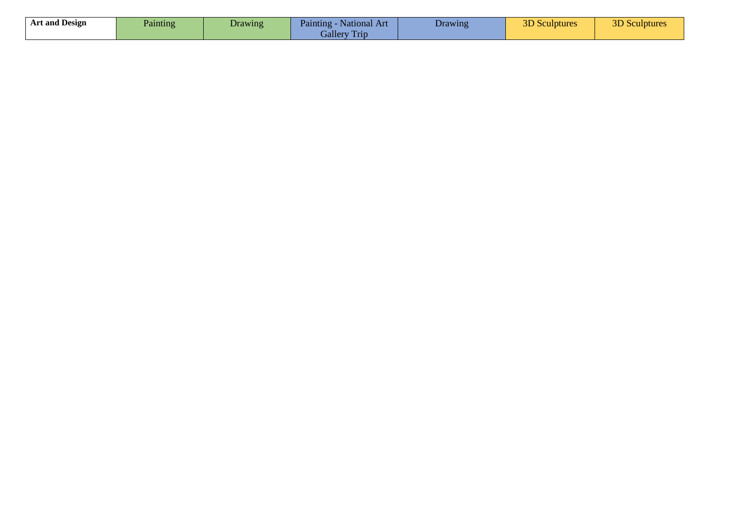| | | | | | | |
|---|---|---|---|---|---|---|
| **Art and Design** | Painting | Drawing | Painting - National Art Gallery Trip | Drawing | 3D Sculptures | 3D Sculptures |